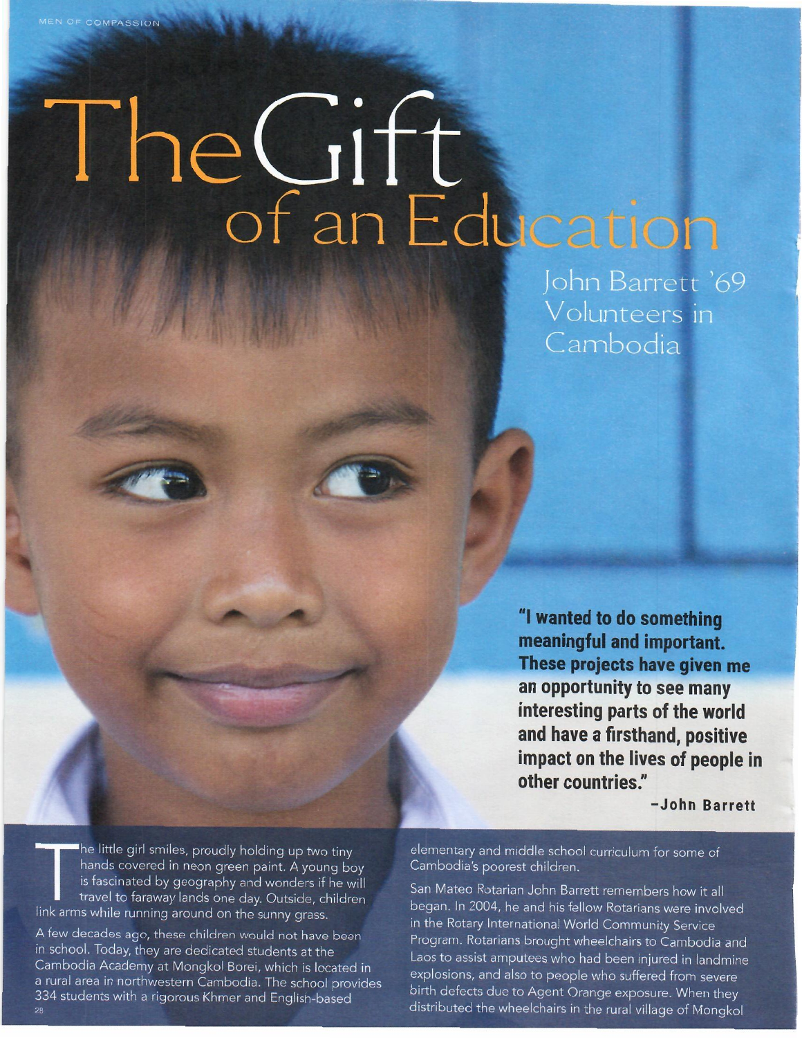# The Gift of an Education

## John Barrett '69 Volunteers in Cambodia

**"I wanted to do something meaningful and important. These projects have given me an opportunity to see many interesting parts of the world and have a firsthand, positive impact on the lives of people in other countries."**

**–John Barrett**

The little girl smiles, proudly holding up two tiny hands covered in neon green paint. A young boy is fascinated by geography and wonders if he will travel to faraway lands one day. Outside, children link arms while running around on the sunny grass.

A few decades ago, these children would not have been in school. Today, they are dedicated students at the Cambodia Academy at Mongkol Borei, which is located in a rural area in northwestern Cambodia. The school provides 334 students with a rigorous Khmer and English-based elementary and middle school curriculum for some of Cambodia's poorest children.

San Mateo Rotarian John Barrett remembers how it all began. In 2004, he and his fellow Rotarians were involved in the Rotary International World Community Service Program. Rotarians brought wheelchairs to Cambodia and Laos to assist amputees who had been injured in landmine explosions, and also to people who suffered from severe birth defects due to Agent Orange exposure. When they distributed the wheelchairs in the rural village of Mongkol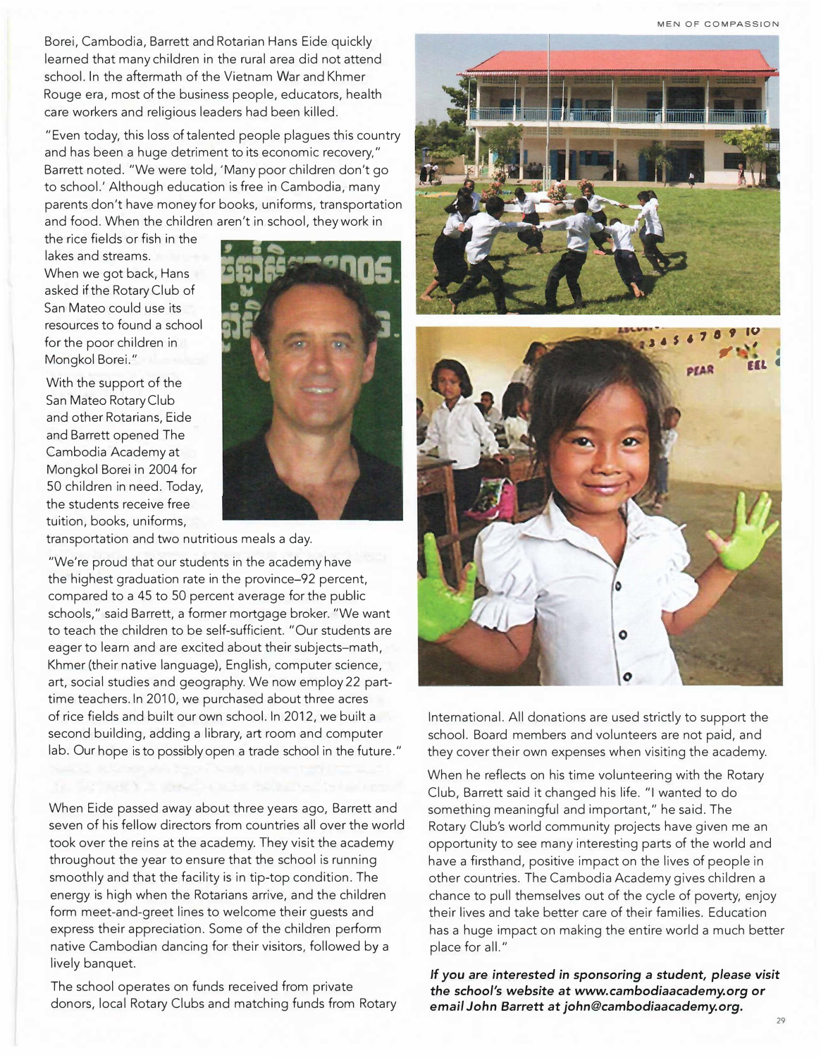Borei, Cambodia, Barrett and Rotarian Hans Eide quickly learned that many children in the rural area did not attend school. In the aftermath of the Vietnam War and Khmer Rouge era, most of the business people, educators, health care workers and religious leaders had been killed.

"Even today, this loss of talented people plagues this country and has been a huge detriment to its economic recovery," Barrett noted. "We were told, 'Many poor children don't go to school.' Although education is free in Cambodia, many parents don't have money for books, uniforms, transportation and food. When the children aren't in school, they work in the rice fields or fish in the lakes and streams. When we got back, Hans asked if the Rotary Club of San Mateo could use its resources to found a school for the poor children in Mongkol Borei."

With the support of the San Mateo Rotary Club and other Rotarians, Eide and Barrett opened The Cambodia Academy at Mongkol Borei in 2004 for 50 children in need. Today, the students receive free tuition, books, uniforms, transportation and two nutritious meals a day.

"We're proud that our students in the academy have the highest graduation rate in the province–92 percent, compared to a 45 to 50 percent average for the public schools," said Barrett, a former mortgage broker. "We want to teach the children to be self-sufficient. "Our students are eager to learn and are excited about their subjects–math, Khmer (their native language), English, computer science, art, social studies and geography. We now employ 22 part-time teachers. In 2010, we purchased about three acres of rice fields and built our own school. In 2012, we built a second building, adding a library, art room and computer lab. Our hope is to possibly open a trade school in the future."

When Eide passed away about three years ago, Barrett and seven of his fellow directors from countries all over the world took over the reins at the academy. They visit the academy throughout the year to ensure that the school is running smoothly and that the facility is in tip-top condition. The energy is high when the Rotarians arrive, and the children form meet-and-greet lines to welcome their guests and express their appreciation. Some of the children perform native Cambodian dancing for their visitors, followed by a lively banquet.

The school operates on funds received from private donors, local Rotary Clubs and matching funds from Rotary International. All donations are used strictly to support the school. Board members and volunteers are not paid, and they cover their own expenses when visiting the academy.

When he reflects on his time volunteering with the Rotary Club, Barrett said it changed his life. "I wanted to do something meaningful and important," he said. The Rotary Club's world community projects have given me an opportunity to see many interesting parts of the world and have a firsthand, positive impact on the lives of people in other countries. The Cambodia Academy gives children a chance to pull themselves out of the cycle of poverty, enjoy their lives and take better care of their families. Education has a huge impact on making the entire world a much better place for all."

***If you are interested in sponsoring a student, please visit the school's website at www.cambodiaacademy.org or email John Barrett at john@cambodiaacademy.org.***